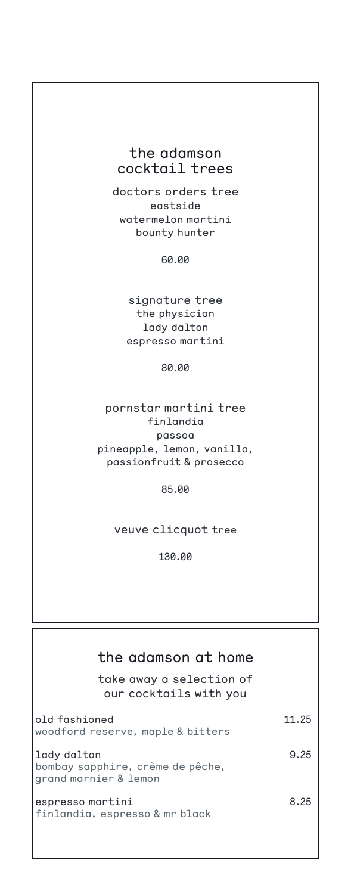## the adamson cocktail trees

**doctors orders tree**
eastside
watermelon martini
bounty hunter

60.00

**signature tree**
the physician
lady dalton
espresso martini

80.00

**pornstar martini tree**
finlandia
passoa
pineapple, lemon, vanilla, passionfruit & prosecco

85.00

**veuve clicquot tree**

130.00

## the adamson at home

take away a selection of our cocktails with you

| | |
|---|---|
| old fashioned<br>woodford reserve, maple & bitters | 11.25 |
| lady dalton<br>bombay sapphire, crème de pêche, grand marnier & lemon | 9.25 |
| espresso martini<br>finlandia, espresso & mr black | 8.25 |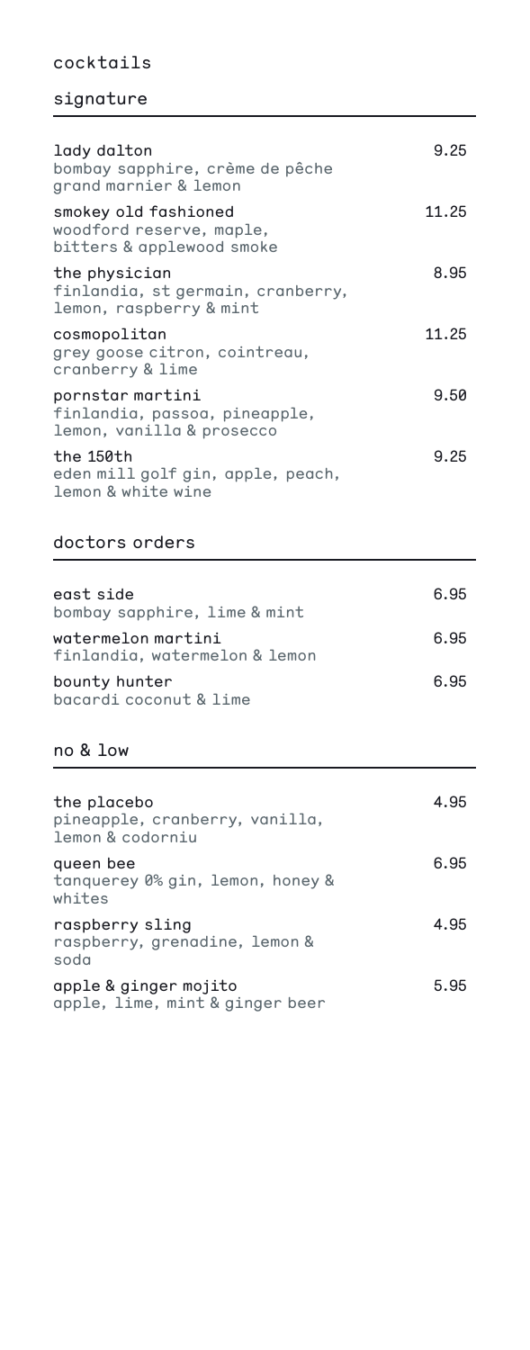# cocktails

## signature

| | |
|---|---|
| **lady dalton**<br>bombay sapphire, crème de pêche grand marnier & lemon | 9.25 |
| **smokey old fashioned**<br>woodford reserve, maple, bitters & applewood smoke | 11.25 |
| **the physician**<br>finlandia, st germain, cranberry, lemon, raspberry & mint | 8.95 |
| **cosmopolitan**<br>grey goose citron, cointreau, cranberry & lime | 11.25 |
| **pornstar martini**<br>finlandia, passoa, pineapple, lemon, vanilla & prosecco | 9.50 |
| **the 150th**<br>eden mill golf gin, apple, peach, lemon & white wine | 9.25 |

## doctors orders

| | |
|---|---|
| **east side**<br>bombay sapphire, lime & mint | 6.95 |
| **watermelon martini**<br>finlandia, watermelon & lemon | 6.95 |
| **bounty hunter**<br>bacardi coconut & lime | 6.95 |

## no & low

| | |
|---|---|
| **the placebo**<br>pineapple, cranberry, vanilla, lemon & codorniu | 4.95 |
| **queen bee**<br>tanquerey 0% gin, lemon, honey & whites | 6.95 |
| **raspberry sling**<br>raspberry, grenadine, lemon & soda | 4.95 |
| **apple & ginger mojito**<br>apple, lime, mint & ginger beer | 5.95 |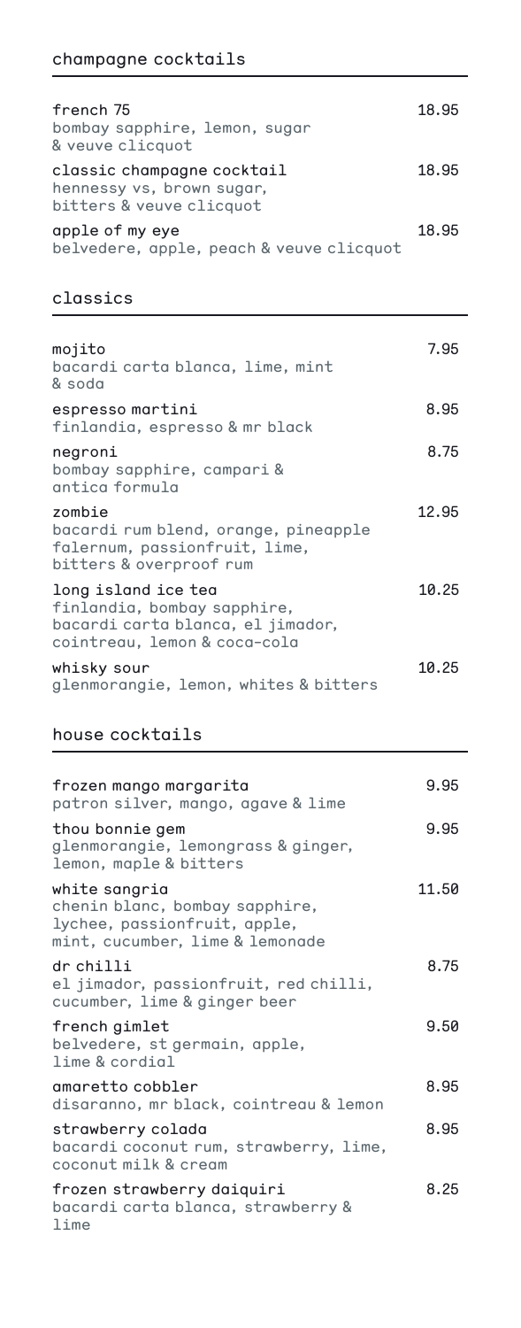## champagne cocktails

| | |
|---|---|
| french 75<br>bombay sapphire, lemon, sugar & veuve clicquot | 18.95 |
| classic champagne cocktail<br>hennessy vs, brown sugar, bitters & veuve clicquot | 18.95 |
| apple of my eye<br>belvedere, apple, peach & veuve clicquot | 18.95 |

## classics

| | |
|---|---|
| mojito<br>bacardi carta blanca, lime, mint & soda | 7.95 |
| espresso martini<br>finlandia, espresso & mr black | 8.95 |
| negroni<br>bombay sapphire, campari & antica formula | 8.75 |
| zombie<br>bacardi rum blend, orange, pineapple falernum, passionfruit, lime, bitters & overproof rum | 12.95 |
| long island ice tea<br>finlandia, bombay sapphire, bacardi carta blanca, el jimador, cointreau, lemon & coca-cola | 10.25 |
| whisky sour<br>glenmorangie, lemon, whites & bitters | 10.25 |

## house cocktails

| | |
|---|---|
| frozen mango margarita<br>patron silver, mango, agave & lime | 9.95 |
| thou bonnie gem<br>glenmorangie, lemongrass & ginger, lemon, maple & bitters | 9.95 |
| white sangria<br>chenin blanc, bombay sapphire, lychee, passionfruit, apple, mint, cucumber, lime & lemonade | 11.50 |
| dr chilli<br>el jimador, passionfruit, red chilli, cucumber, lime & ginger beer | 8.75 |
| french gimlet<br>belvedere, st germain, apple, lime & cordial | 9.50 |
| amaretto cobbler<br>disaranno, mr black, cointreau & lemon | 8.95 |
| strawberry colada<br>bacardi coconut rum, strawberry, lime, coconut milk & cream | 8.95 |
| frozen strawberry daiquiri<br>bacardi carta blanca, strawberry & lime | 8.25 |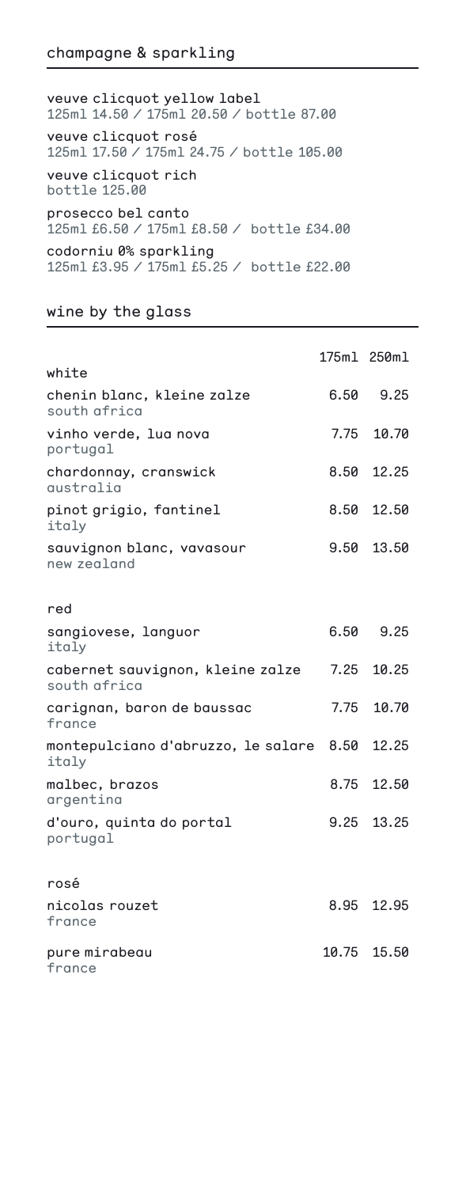## champagne & sparkling

veuve clicquot yellow label
125ml 14.50 / 175ml 20.50 / bottle 87.00

veuve clicquot rosé
125ml 17.50 / 175ml 24.75 / bottle 105.00

veuve clicquot rich
bottle 125.00

prosecco bel canto
125ml £6.50 / 175ml £8.50 / bottle £34.00

codorniu 0% sparkling
125ml £3.95 / 175ml £5.25 / bottle £22.00

## wine by the glass

| | 175ml | 250ml |
|---|---|---|
| **white** | | |
| chenin blanc, kleine zalze<br>south africa | 6.50 | 9.25 |
| vinho verde, lua nova<br>portugal | 7.75 | 10.70 |
| chardonnay, cranswick<br>australia | 8.50 | 12.25 |
| pinot grigio, fantinel<br>italy | 8.50 | 12.50 |
| sauvignon blanc, vavasour<br>new zealand | 9.50 | 13.50 |
| **red** | | |
| sangiovese, languor<br>italy | 6.50 | 9.25 |
| cabernet sauvignon, kleine zalze<br>south africa | 7.25 | 10.25 |
| carignan, baron de baussac<br>france | 7.75 | 10.70 |
| montepulciano d'abruzzo, le salare<br>italy | 8.50 | 12.25 |
| malbec, brazos<br>argentina | 8.75 | 12.50 |
| d'ouro, quinta do portal<br>portugal | 9.25 | 13.25 |
| **rosé** | | |
| nicolas rouzet<br>france | 8.95 | 12.95 |
| pure mirabeau<br>france | 10.75 | 15.50 |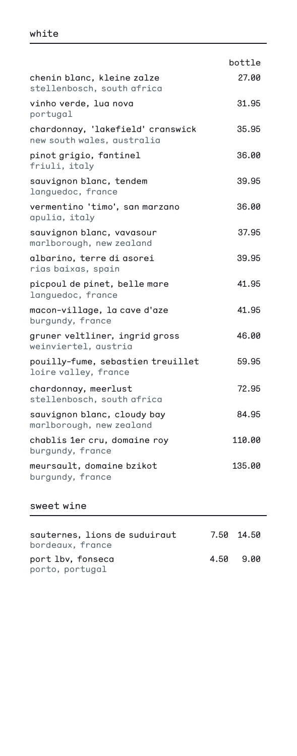## white

| | bottle |
|---|---|
| chenin blanc, kleine zalze<br>stellenbosch, south africa | 27.00 |
| vinho verde, lua nova<br>portugal | 31.95 |
| chardonnay, 'lakefield' cranswick<br>new south wales, australia | 35.95 |
| pinot grigio, fantinel<br>friuli, italy | 36.00 |
| sauvignon blanc, tendem<br>languedoc, france | 39.95 |
| vermentino 'timo', san marzano<br>apulia, italy | 36.00 |
| sauvignon blanc, vavasour<br>marlborough, new zealand | 37.95 |
| albarino, terre di asorei<br>rias baixas, spain | 39.95 |
| picpoul de pinet, belle mare<br>languedoc, france | 41.95 |
| macon-village, la cave d'aze<br>burgundy, france | 41.95 |
| gruner veltliner, ingrid gross<br>weinviertel, austria | 46.00 |
| pouilly-fume, sebastien treuillet<br>loire valley, france | 59.95 |
| chardonnay, meerlust<br>stellenbosch, south africa | 72.95 |
| sauvignon blanc, cloudy bay<br>marlborough, new zealand | 84.95 |
| chablis 1er cru, domaine roy<br>burgundy, france | 110.00 |
| meursault, domaine bzikot<br>burgundy, france | 135.00 |

## sweet wine

| | | |
|---|---|---|
| sauternes, lions de suduiraut<br>bordeaux, france | 7.50 | 14.50 |
| port lbv, fonseca<br>porto, portugal | 4.50 | 9.00 |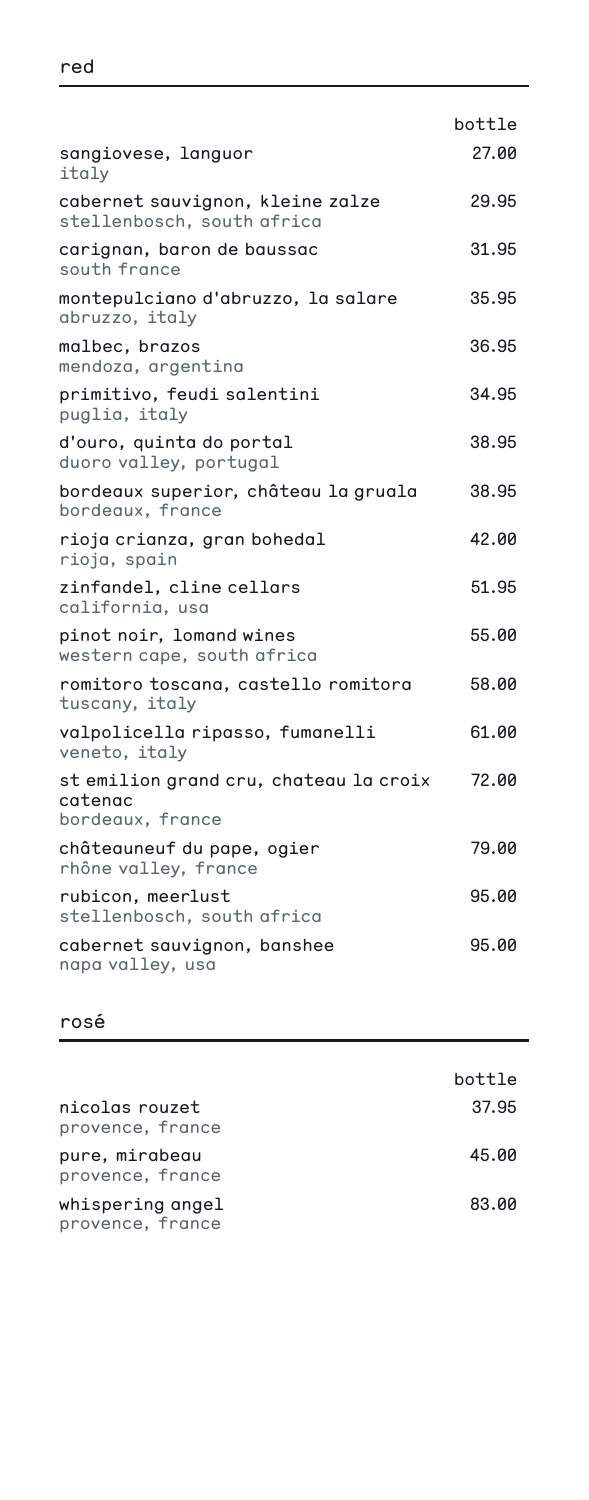## red

| | bottle |
|---|---|
| sangiovese, languor<br>italy | 27.00 |
| cabernet sauvignon, kleine zalze<br>stellenbosch, south africa | 29.95 |
| carignan, baron de baussac<br>south france | 31.95 |
| montepulciano d'abruzzo, la salare<br>abruzzo, italy | 35.95 |
| malbec, brazos<br>mendoza, argentina | 36.95 |
| primitivo, feudi salentini<br>puglia, italy | 34.95 |
| d'ouro, quinta do portal<br>duoro valley, portugal | 38.95 |
| bordeaux superior, château la gruala<br>bordeaux, france | 38.95 |
| rioja crianza, gran bohedal<br>rioja, spain | 42.00 |
| zinfandel, cline cellars<br>california, usa | 51.95 |
| pinot noir, lomand wines<br>western cape, south africa | 55.00 |
| romitoro toscana, castello romitora<br>tuscany, italy | 58.00 |
| valpolicella ripasso, fumanelli<br>veneto, italy | 61.00 |
| st emilion grand cru, chateau la croix catenac<br>bordeaux, france | 72.00 |
| châteauneuf du pape, ogier<br>rhône valley, france | 79.00 |
| rubicon, meerlust<br>stellenbosch, south africa | 95.00 |
| cabernet sauvignon, banshee<br>napa valley, usa | 95.00 |

## rosé

| | bottle |
|---|---|
| nicolas rouzet<br>provence, france | 37.95 |
| pure, mirabeau<br>provence, france | 45.00 |
| whispering angel<br>provence, france | 83.00 |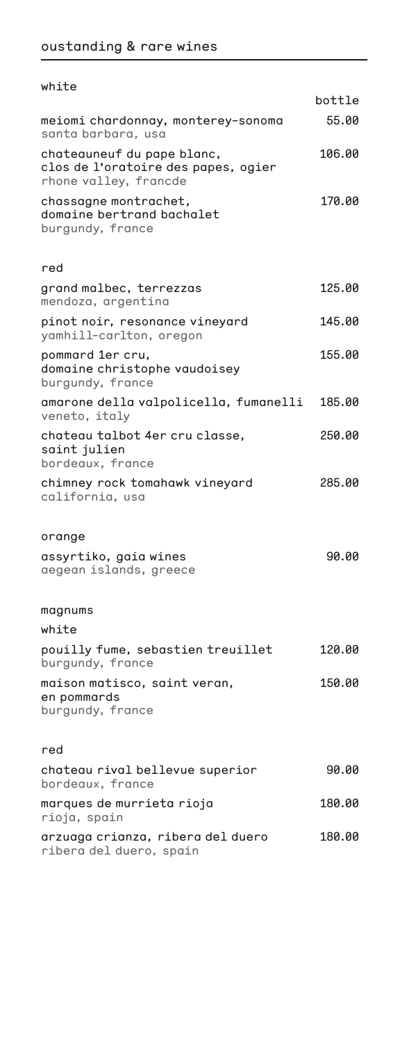## oustanding & rare wines

### white

| | bottle |
|---|---|
| meiomi chardonnay, monterey-sonoma<br>santa barbara, usa | 55.00 |
| chateauneuf du pape blanc,<br>clos de l'oratoire des papes, ogier<br>rhone valley, francde | 106.00 |
| chassagne montrachet,<br>domaine bertrand bachalet<br>burgundy, france | 170.00 |

### red

| | |
|---|---|
| grand malbec, terrezzas<br>mendoza, argentina | 125.00 |
| pinot noir, resonance vineyard<br>yamhill-carlton, oregon | 145.00 |
| pommard 1er cru,<br>domaine christophe vaudoisey<br>burgundy, france | 155.00 |
| amarone della valpolicella, fumanelli<br>veneto, italy | 185.00 |
| chateau talbot 4er cru classe,<br>saint julien<br>bordeaux, france | 250.00 |
| chimney rock tomahawk vineyard<br>california, usa | 285.00 |

### orange

| | |
|---|---|
| assyrtiko, gaia wines<br>aegean islands, greece | 90.00 |

### magnums

#### white

| | |
|---|---|
| pouilly fume, sebastien treuillet<br>burgundy, france | 120.00 |
| maison matisco, saint veran,<br>en pommards<br>burgundy, france | 150.00 |

#### red

| | |
|---|---|
| chateau rival bellevue superior<br>bordeaux, france | 90.00 |
| marques de murrieta rioja<br>rioja, spain | 180.00 |
| arzuaga crianza, ribera del duero<br>ribera del duero, spain | 180.00 |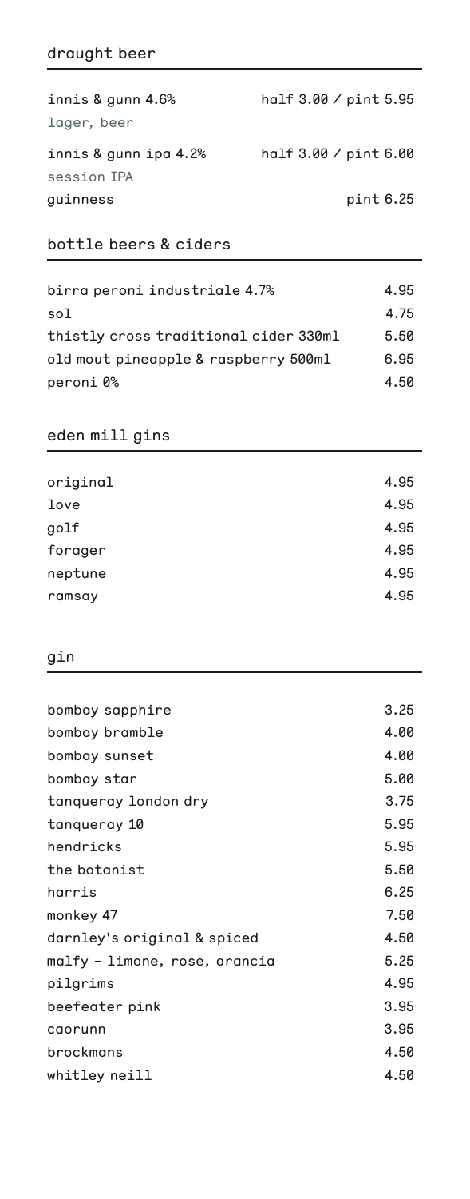## draught beer

| | |
|---|---|
| innis & gunn 4.6%<br>lager, beer | half 3.00 / pint 5.95 |
| innis & gunn ipa 4.2%<br>session IPA | half 3.00 / pint 6.00 |
| guinness | pint 6.25 |

## bottle beers & ciders

| | |
|---|---|
| birra peroni industriale 4.7% | 4.95 |
| sol | 4.75 |
| thistly cross traditional cider 330ml | 5.50 |
| old mout pineapple & raspberry 500ml | 6.95 |
| peroni 0% | 4.50 |

## eden mill gins

| | |
|---|---|
| original | 4.95 |
| love | 4.95 |
| golf | 4.95 |
| forager | 4.95 |
| neptune | 4.95 |
| ramsay | 4.95 |

## gin

| | |
|---|---|
| bombay sapphire | 3.25 |
| bombay bramble | 4.00 |
| bombay sunset | 4.00 |
| bombay star | 5.00 |
| tanqueray london dry | 3.75 |
| tanqueray 10 | 5.95 |
| hendricks | 5.95 |
| the botanist | 5.50 |
| harris | 6.25 |
| monkey 47 | 7.50 |
| darnley's original & spiced | 4.50 |
| malfy - limone, rose, arancia | 5.25 |
| pilgrims | 4.95 |
| beefeater pink | 3.95 |
| caorunn | 3.95 |
| brockmans | 4.50 |
| whitley neill | 4.50 |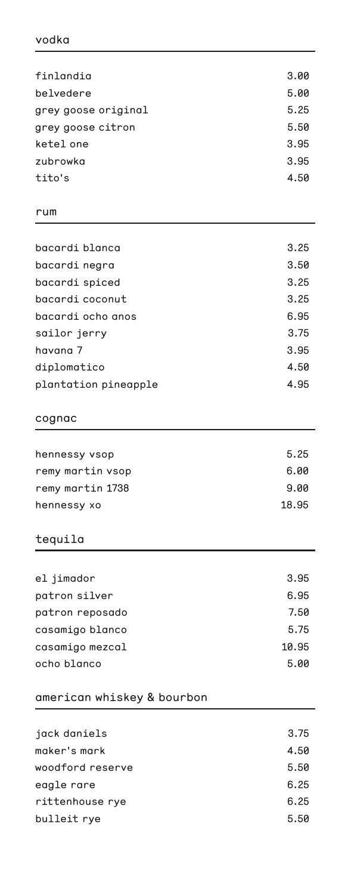## vodka

| | |
|---|---|
| finlandia | 3.00 |
| belvedere | 5.00 |
| grey goose original | 5.25 |
| grey goose citron | 5.50 |
| ketel one | 3.95 |
| zubrowka | 3.95 |
| tito's | 4.50 |

## rum

| | |
|---|---|
| bacardi blanca | 3.25 |
| bacardi negra | 3.50 |
| bacardi spiced | 3.25 |
| bacardi coconut | 3.25 |
| bacardi ocho anos | 6.95 |
| sailor jerry | 3.75 |
| havana 7 | 3.95 |
| diplomatico | 4.50 |
| plantation pineapple | 4.95 |

## cognac

| | |
|---|---|
| hennessy vsop | 5.25 |
| remy martin vsop | 6.00 |
| remy martin 1738 | 9.00 |
| hennessy xo | 18.95 |

## tequila

| | |
|---|---|
| el jimador | 3.95 |
| patron silver | 6.95 |
| patron reposado | 7.50 |
| casamigo blanco | 5.75 |
| casamigo mezcal | 10.95 |
| ocho blanco | 5.00 |

## american whiskey & bourbon

| | |
|---|---|
| jack daniels | 3.75 |
| maker's mark | 4.50 |
| woodford reserve | 5.50 |
| eagle rare | 6.25 |
| rittenhouse rye | 6.25 |
| bulleit rye | 5.50 |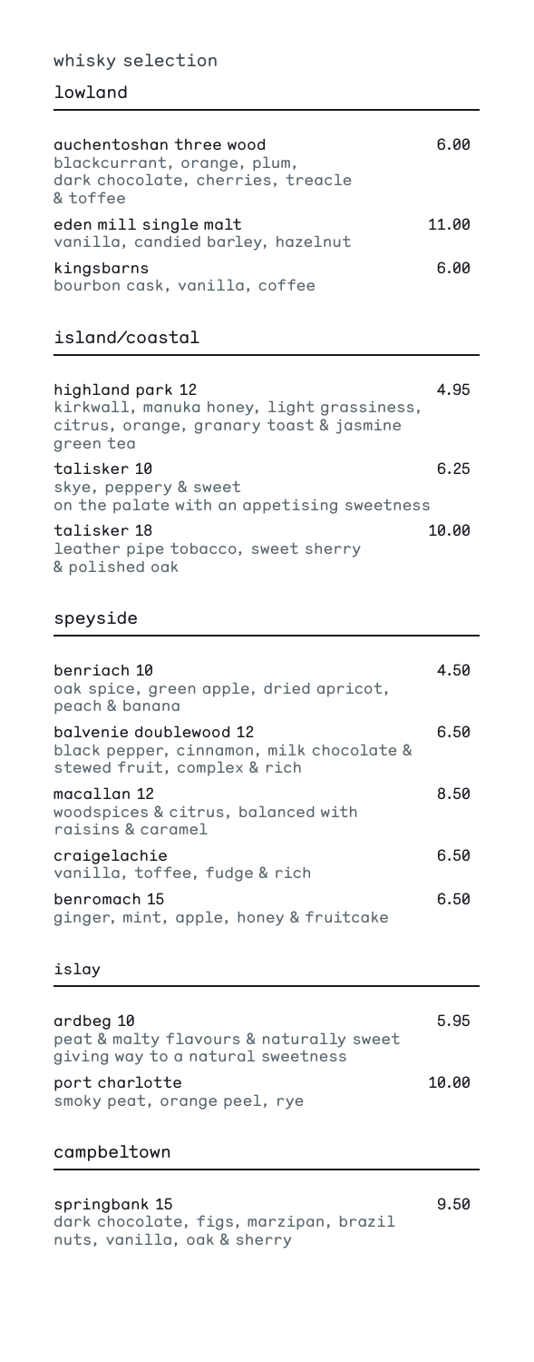# whisky selection

## lowland

| | |
|---|---|
| auchentoshan three wood<br>blackcurrant, orange, plum, dark chocolate, cherries, treacle & toffee | 6.00 |
| eden mill single malt<br>vanilla, candied barley, hazelnut | 11.00 |
| kingsbarns<br>bourbon cask, vanilla, coffee | 6.00 |

## island/coastal

| | |
|---|---|
| highland park 12<br>kirkwall, manuka honey, light grassiness, citrus, orange, granary toast & jasmine green tea | 4.95 |
| talisker 10<br>skye, peppery & sweet on the palate with an appetising sweetness | 6.25 |
| talisker 18<br>leather pipe tobacco, sweet sherry & polished oak | 10.00 |

## speyside

| | |
|---|---|
| benriach 10<br>oak spice, green apple, dried apricot, peach & banana | 4.50 |
| balvenie doublewood 12<br>black pepper, cinnamon, milk chocolate & stewed fruit, complex & rich | 6.50 |
| macallan 12<br>woodspices & citrus, balanced with raisins & caramel | 8.50 |
| craigelachie<br>vanilla, toffee, fudge & rich | 6.50 |
| benromach 15<br>ginger, mint, apple, honey & fruitcake | 6.50 |

## islay

| | |
|---|---|
| ardbeg 10<br>peat & malty flavours & naturally sweet giving way to a natural sweetness | 5.95 |
| port charlotte<br>smoky peat, orange peel, rye | 10.00 |

## campbeltown

| | |
|---|---|
| springbank 15<br>dark chocolate, figs, marzipan, brazil nuts, vanilla, oak & sherry | 9.50 |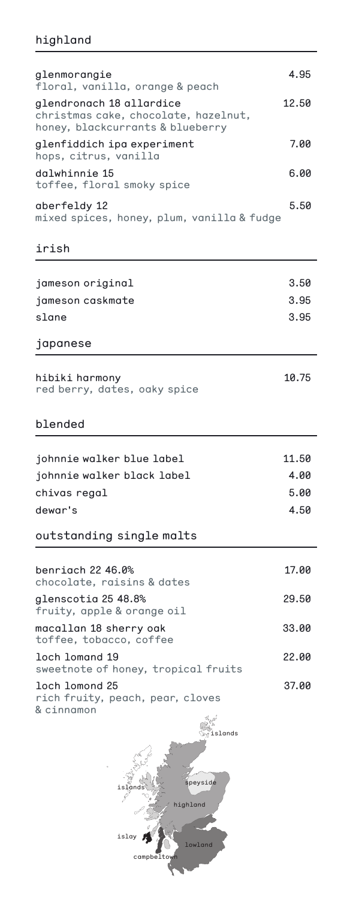## highland

| | |
|---|---|
| glenmorangie<br>floral, vanilla, orange & peach | 4.95 |
| glendronach 18 allardice<br>christmas cake, chocolate, hazelnut, honey, blackcurrants & blueberry | 12.50 |
| glenfiddich ipa experiment<br>hops, citrus, vanilla | 7.00 |
| dalwhinnie 15<br>toffee, floral smoky spice | 6.00 |
| aberfeldy 12<br>mixed spices, honey, plum, vanilla & fudge | 5.50 |

## irish

| | |
|---|---|
| jameson original | 3.50 |
| jameson caskmate | 3.95 |
| slane | 3.95 |

## japanese

| | |
|---|---|
| hibiki harmony<br>red berry, dates, oaky spice | 10.75 |

## blended

| | |
|---|---|
| johnnie walker blue label | 11.50 |
| johnnie walker black label | 4.00 |
| chivas regal | 5.00 |
| dewar's | 4.50 |

## outstanding single malts

| | |
|---|---|
| benriach 22 46.0%<br>chocolate, raisins & dates | 17.00 |
| glenscotia 25 48.8%<br>fruity, apple & orange oil | 29.50 |
| macallan 18 sherry oak<br>toffee, tobacco, coffee | 33.00 |
| loch lomond 19<br>sweetnote of honey, tropical fruits | 22.00 |
| loch lomond 25<br>rich fruity, peach, pear, cloves & cinnamon | 37.00 |

islands
islands
speyside
highland
islay
lowland
campbeltown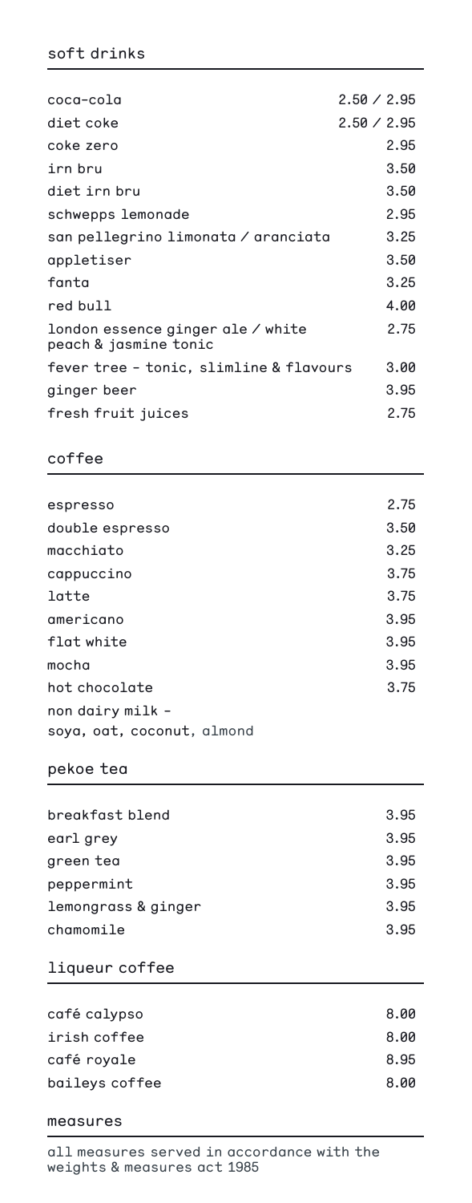## soft drinks

| | |
|---|---|
| coca-cola | 2.50 / 2.95 |
| diet coke | 2.50 / 2.95 |
| coke zero | 2.95 |
| irn bru | 3.50 |
| diet irn bru | 3.50 |
| schwepps lemonade | 2.95 |
| san pellegrino limonata / aranciata | 3.25 |
| appletiser | 3.50 |
| fanta | 3.25 |
| red bull | 4.00 |
| london essence ginger ale / white peach & jasmine tonic | 2.75 |
| fever tree - tonic, slimline & flavours | 3.00 |
| ginger beer | 3.95 |
| fresh fruit juices | 2.75 |

## coffee

| | |
|---|---|
| espresso | 2.75 |
| double espresso | 3.50 |
| macchiato | 3.25 |
| cappuccino | 3.75 |
| latte | 3.75 |
| americano | 3.95 |
| flat white | 3.95 |
| mocha | 3.95 |
| hot chocolate | 3.75 |

non dairy milk -
soya, oat, coconut, almond

## pekoe tea

| | |
|---|---|
| breakfast blend | 3.95 |
| earl grey | 3.95 |
| green tea | 3.95 |
| peppermint | 3.95 |
| lemongrass & ginger | 3.95 |
| chamomile | 3.95 |

## liqueur coffee

| | |
|---|---|
| café calypso | 8.00 |
| irish coffee | 8.00 |
| café royale | 8.95 |
| baileys coffee | 8.00 |

## measures

all measures served in accordance with the weights & measures act 1985